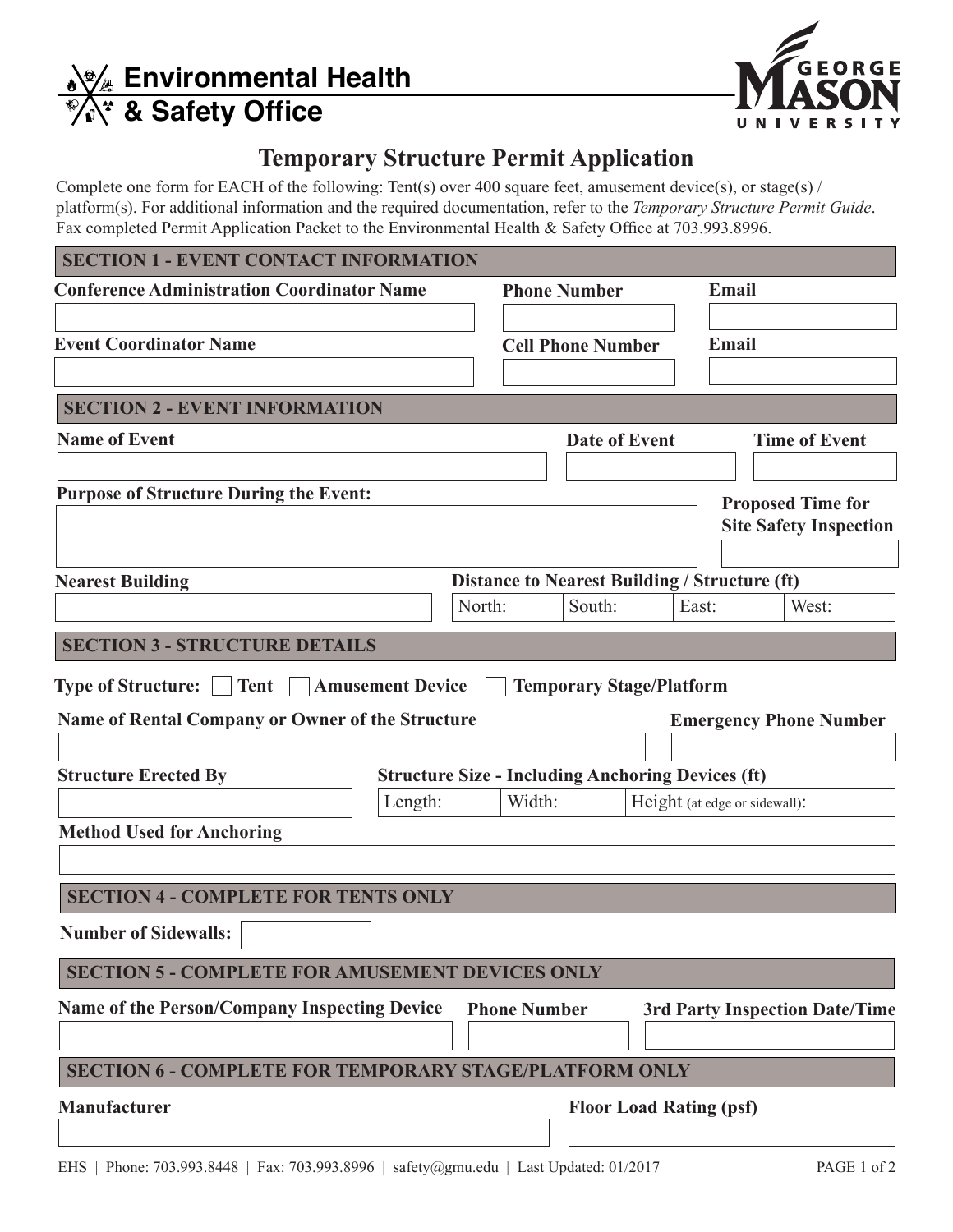**Environmental Health & Safety Office**

GEORGE MASON UNIVERSITY

# Temporary Structure Permit Application

Complete one form for EACH of the following: Tent(s) over 400 square feet, amusement device(s), or stage(s) / platform(s). For additional information and the required documentation, refer to the *Temporary Structure Permit Guide*. Fax completed Permit Application Packet to the Environmental Health & Safety Office at 703.993.8996.

## SECTION 1 - EVENT CONTACT INFORMATION

| Conference Administration Coordinator Name | Phone Number | Email |
|---|---|---|
| | | |

| Event Coordinator Name | Cell Phone Number | Email |
|---|---|---|
| | | |

## SECTION 2 - EVENT INFORMATION

| Name of Event | Date of Event | Time of Event |
|---|---|---|
| | | |

| Purpose of Structure During the Event: | Proposed Time for Site Safety Inspection |
|---|---|
| | |

**Nearest Building:**

**Distance to Nearest Building / Structure (ft)**

| North: | South: | East: | West: |
|---|---|---|---|
| | | | |

## SECTION 3 - STRUCTURE DETAILS

**Type of Structure:** ☐ Tent ☐ Amusement Device ☐ Temporary Stage/Platform

| Name of Rental Company or Owner of the Structure | Emergency Phone Number |
|---|---|
| | |

**Structure Erected By:**

**Structure Size - Including Anchoring Devices (ft)**

| Length: | Width: | Height (at edge or sidewall): |
|---|---|---|
| | | |

**Method Used for Anchoring:**

## SECTION 4 - COMPLETE FOR TENTS ONLY

**Number of Sidewalls:**

## SECTION 5 - COMPLETE FOR AMUSEMENT DEVICES ONLY

| Name of the Person/Company Inspecting Device | Phone Number | 3rd Party Inspection Date/Time |
|---|---|---|
| | | |

## SECTION 6 - COMPLETE FOR TEMPORARY STAGE/PLATFORM ONLY

| Manufacturer | Floor Load Rating (psf) |
|---|---|
| | |

EHS | Phone: 703.993.8448 | Fax: 703.993.8996 | safety@gmu.edu | Last Updated: 01/2017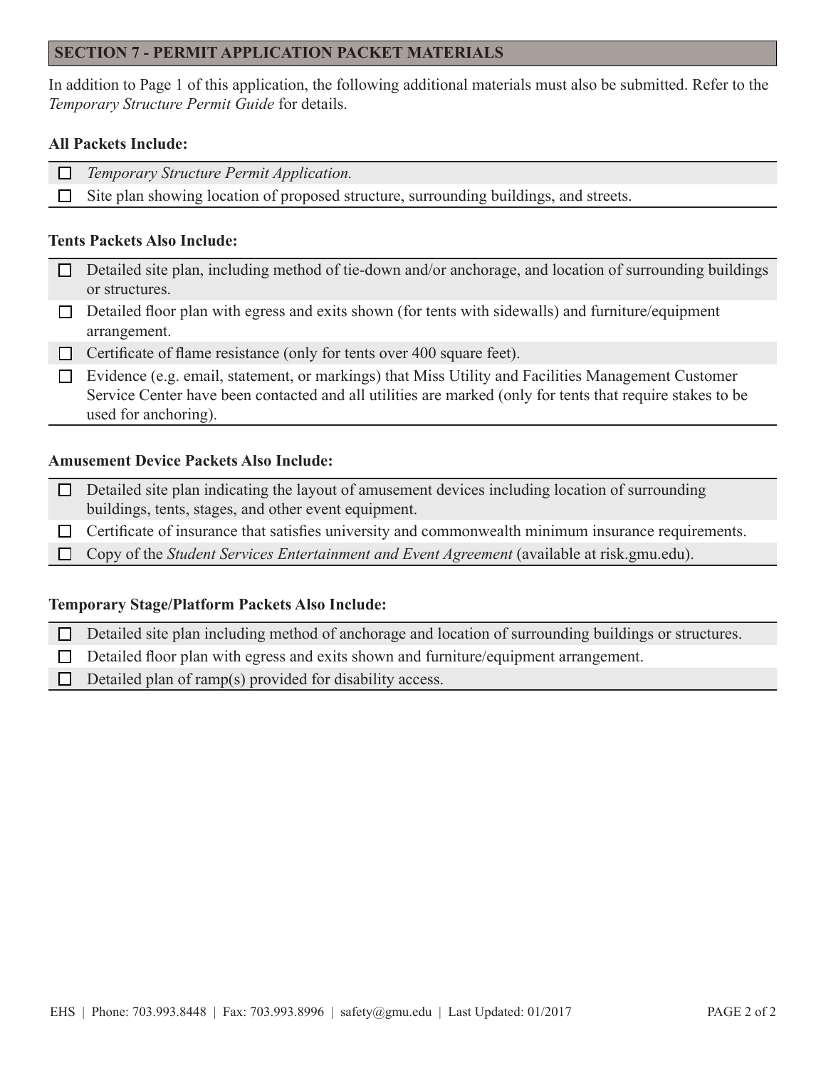## SECTION 7 - PERMIT APPLICATION PACKET MATERIALS

In addition to Page 1 of this application, the following additional materials must also be submitted. Refer to the *Temporary Structure Permit Guide* for details.

**All Packets Include:**

- ☐ *Temporary Structure Permit Application.*
- ☐ Site plan showing location of proposed structure, surrounding buildings, and streets.

**Tents Packets Also Include:**

- ☐ Detailed site plan, including method of tie-down and/or anchorage, and location of surrounding buildings or structures.
- ☐ Detailed floor plan with egress and exits shown (for tents with sidewalls) and furniture/equipment arrangement.
- ☐ Certificate of flame resistance (only for tents over 400 square feet).
- ☐ Evidence (e.g. email, statement, or markings) that Miss Utility and Facilities Management Customer Service Center have been contacted and all utilities are marked (only for tents that require stakes to be used for anchoring).

**Amusement Device Packets Also Include:**

- ☐ Detailed site plan indicating the layout of amusement devices including location of surrounding buildings, tents, stages, and other event equipment.
- ☐ Certificate of insurance that satisfies university and commonwealth minimum insurance requirements.
- ☐ Copy of the *Student Services Entertainment and Event Agreement* (available at risk.gmu.edu).

**Temporary Stage/Platform Packets Also Include:**

- ☐ Detailed site plan including method of anchorage and location of surrounding buildings or structures.
- ☐ Detailed floor plan with egress and exits shown and furniture/equipment arrangement.
- ☐ Detailed plan of ramp(s) provided for disability access.

EHS | Phone: 703.993.8448 | Fax: 703.993.8996 | safety@gmu.edu | Last Updated: 01/2017